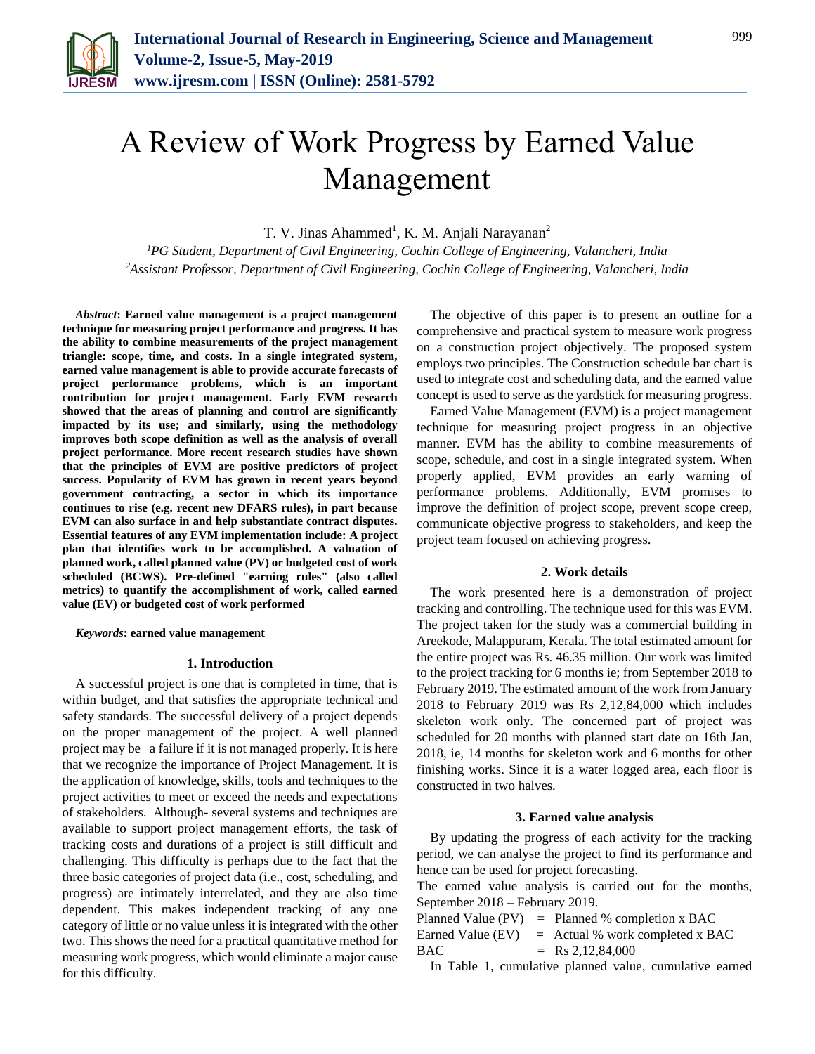# A Review of Work Progress by Earned Value Management

T. V. Jinas Ahammed[1], K. M. Anjali Narayanan[2]

[1]*PG Student, Department of Civil Engineering, Cochin College of Engineering, Valancheri, India*
[2]*Assistant Professor, Department of Civil Engineering, Cochin College of Engineering, Valancheri, India*

***Abstract*: Earned value management is a project management technique for measuring project performance and progress. It has the ability to combine measurements of the project management triangle: scope, time, and costs. In a single integrated system, earned value management is able to provide accurate forecasts of project performance problems, which is an important contribution for project management. Early EVM research showed that the areas of planning and control are significantly impacted by its use; and similarly, using the methodology improves both scope definition as well as the analysis of overall project performance. More recent research studies have shown that the principles of EVM are positive predictors of project success. Popularity of EVM has grown in recent years beyond government contracting, a sector in which its importance continues to rise (e.g. recent new DFARS rules), in part because EVM can also surface in and help substantiate contract disputes. Essential features of any EVM implementation include: A project plan that identifies work to be accomplished. A valuation of planned work, called planned value (PV) or budgeted cost of work scheduled (BCWS). Pre-defined "earning rules" (also called metrics) to quantify the accomplishment of work, called earned value (EV) or budgeted cost of work performed**

***Keywords*: earned value management**

## 1. Introduction

A successful project is one that is completed in time, that is within budget, and that satisfies the appropriate technical and safety standards. The successful delivery of a project depends on the proper management of the project. A well planned project may be a failure if it is not managed properly. It is here that we recognize the importance of Project Management. It is the application of knowledge, skills, tools and techniques to the project activities to meet or exceed the needs and expectations of stakeholders. Although- several systems and techniques are available to support project management efforts, the task of tracking costs and durations of a project is still difficult and challenging. This difficulty is perhaps due to the fact that the three basic categories of project data (i.e., cost, scheduling, and progress) are intimately interrelated, and they are also time dependent. This makes independent tracking of any one category of little or no value unless it is integrated with the other two. This shows the need for a practical quantitative method for measuring work progress, which would eliminate a major cause for this difficulty.

The objective of this paper is to present an outline for a comprehensive and practical system to measure work progress on a construction project objectively. The proposed system employs two principles. The Construction schedule bar chart is used to integrate cost and scheduling data, and the earned value concept is used to serve as the yardstick for measuring progress.

Earned Value Management (EVM) is a project management technique for measuring project progress in an objective manner. EVM has the ability to combine measurements of scope, schedule, and cost in a single integrated system. When properly applied, EVM provides an early warning of performance problems. Additionally, EVM promises to improve the definition of project scope, prevent scope creep, communicate objective progress to stakeholders, and keep the project team focused on achieving progress.

## 2. Work details

The work presented here is a demonstration of project tracking and controlling. The technique used for this was EVM. The project taken for the study was a commercial building in Areekode, Malappuram, Kerala. The total estimated amount for the entire project was Rs. 46.35 million. Our work was limited to the project tracking for 6 months ie; from September 2018 to February 2019. The estimated amount of the work from January 2018 to February 2019 was Rs 2,12,84,000 which includes skeleton work only. The concerned part of project was scheduled for 20 months with planned start date on 16th Jan, 2018, ie, 14 months for skeleton work and 6 months for other finishing works. Since it is a water logged area, each floor is constructed in two halves.

## 3. Earned value analysis

By updating the progress of each activity for the tracking period, we can analyse the project to find its performance and hence can be used for project forecasting.

The earned value analysis is carried out for the months, September 2018 – February 2019.

Planned Value (PV) = Planned % completion x BAC
Earned Value (EV) = Actual % work completed x BAC
BAC = Rs 2,12,84,000

In Table 1, cumulative planned value, cumulative earned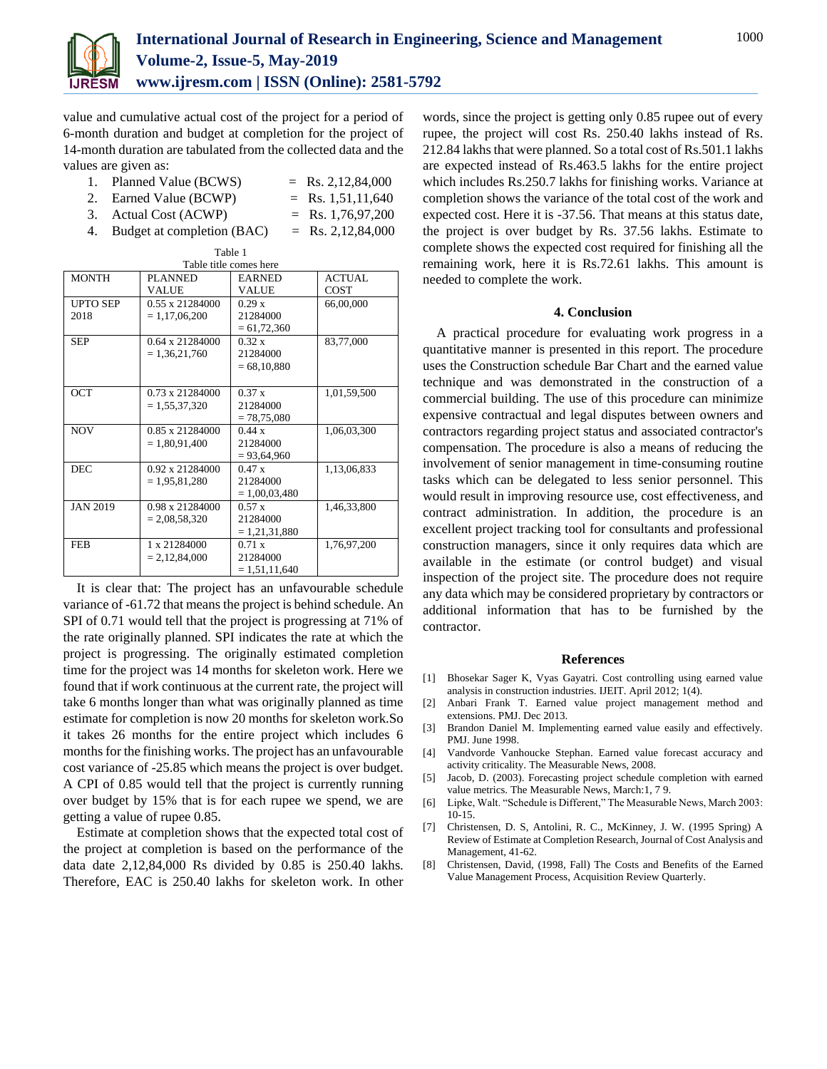value and cumulative actual cost of the project for a period of 6-month duration and budget at completion for the project of 14-month duration are tabulated from the collected data and the values are given as:

1. Planned Value (BCWS) = Rs. 2,12,84,000
2. Earned Value (BCWP) = Rs. 1,51,11,640
3. Actual Cost (ACWP) = Rs. 1,76,97,200
4. Budget at completion (BAC) = Rs. 2,12,84,000

Table 1
Table title comes here

| MONTH | PLANNED VALUE | EARNED VALUE | ACTUAL COST |
|---|---|---|---|
| UPTO SEP 2018 | 0.55 x 21284000 = 1,17,06,200 | 0.29 x 21284000 = 61,72,360 | 66,00,000 |
| SEP | 0.64 x 21284000 = 1,36,21,760 | 0.32 x 21284000 = 68,10,880 | 83,77,000 |
| OCT | 0.73 x 21284000 = 1,55,37,320 | 0.37 x 21284000 = 78,75,080 | 1,01,59,500 |
| NOV | 0.85 x 21284000 = 1,80,91,400 | 0.44 x 21284000 = 93,64,960 | 1,06,03,300 |
| DEC | 0.92 x 21284000 = 1,95,81,280 | 0.47 x 21284000 = 1,00,03,480 | 1,13,06,833 |
| JAN 2019 | 0.98 x 21284000 = 2,08,58,320 | 0.57 x 21284000 = 1,21,31,880 | 1,46,33,800 |
| FEB | 1 x 21284000 = 2,12,84,000 | 0.71 x 21284000 = 1,51,11,640 | 1,76,97,200 |

It is clear that: The project has an unfavourable schedule variance of -61.72 that means the project is behind schedule. An SPI of 0.71 would tell that the project is progressing at 71% of the rate originally planned. SPI indicates the rate at which the project is progressing. The originally estimated completion time for the project was 14 months for skeleton work. Here we found that if work continuous at the current rate, the project will take 6 months longer than what was originally planned as time estimate for completion is now 20 months for skeleton work.So it takes 26 months for the entire project which includes 6 months for the finishing works. The project has an unfavourable cost variance of -25.85 which means the project is over budget. A CPI of 0.85 would tell that the project is currently running over budget by 15% that is for each rupee we spend, we are getting a value of rupee 0.85.

Estimate at completion shows that the expected total cost of the project at completion is based on the performance of the data date 2,12,84,000 Rs divided by 0.85 is 250.40 lakhs. Therefore, EAC is 250.40 lakhs for skeleton work. In other words, since the project is getting only 0.85 rupee out of every rupee, the project will cost Rs. 250.40 lakhs instead of Rs. 212.84 lakhs that were planned. So a total cost of Rs.501.1 lakhs are expected instead of Rs.463.5 lakhs for the entire project which includes Rs.250.7 lakhs for finishing works. Variance at completion shows the variance of the total cost of the work and expected cost. Here it is -37.56. That means at this status date, the project is over budget by Rs. 37.56 lakhs. Estimate to complete shows the expected cost required for finishing all the remaining work, here it is Rs.72.61 lakhs. This amount is needed to complete the work.

## 4. Conclusion

A practical procedure for evaluating work progress in a quantitative manner is presented in this report. The procedure uses the Construction schedule Bar Chart and the earned value technique and was demonstrated in the construction of a commercial building. The use of this procedure can minimize expensive contractual and legal disputes between owners and contractors regarding project status and associated contractor's compensation. The procedure is also a means of reducing the involvement of senior management in time-consuming routine tasks which can be delegated to less senior personnel. This would result in improving resource use, cost effectiveness, and contract administration. In addition, the procedure is an excellent project tracking tool for consultants and professional construction managers, since it only requires data which are available in the estimate (or control budget) and visual inspection of the project site. The procedure does not require any data which may be considered proprietary by contractors or additional information that has to be furnished by the contractor.

## References

[1] Bhosekar Sager K, Vyas Gayatri. Cost controlling using earned value analysis in construction industries. IJEIT. April 2012; 1(4).

[2] Anbari Frank T. Earned value project management method and extensions. PMJ. Dec 2013.

[3] Brandon Daniel M. Implementing earned value easily and effectively. PMJ. June 1998.

[4] Vandvorde Vanhoucke Stephan. Earned value forecast accuracy and activity criticality. The Measurable News, 2008.

[5] Jacob, D. (2003). Forecasting project schedule completion with earned value metrics. The Measurable News, March:1, 7 9.

[6] Lipke, Walt. "Schedule is Different," The Measurable News, March 2003: 10-15.

[7] Christensen, D. S, Antolini, R. C., McKinney, J. W. (1995 Spring) A Review of Estimate at Completion Research, Journal of Cost Analysis and Management, 41-62.

[8] Christensen, David, (1998, Fall) The Costs and Benefits of the Earned Value Management Process, Acquisition Review Quarterly.